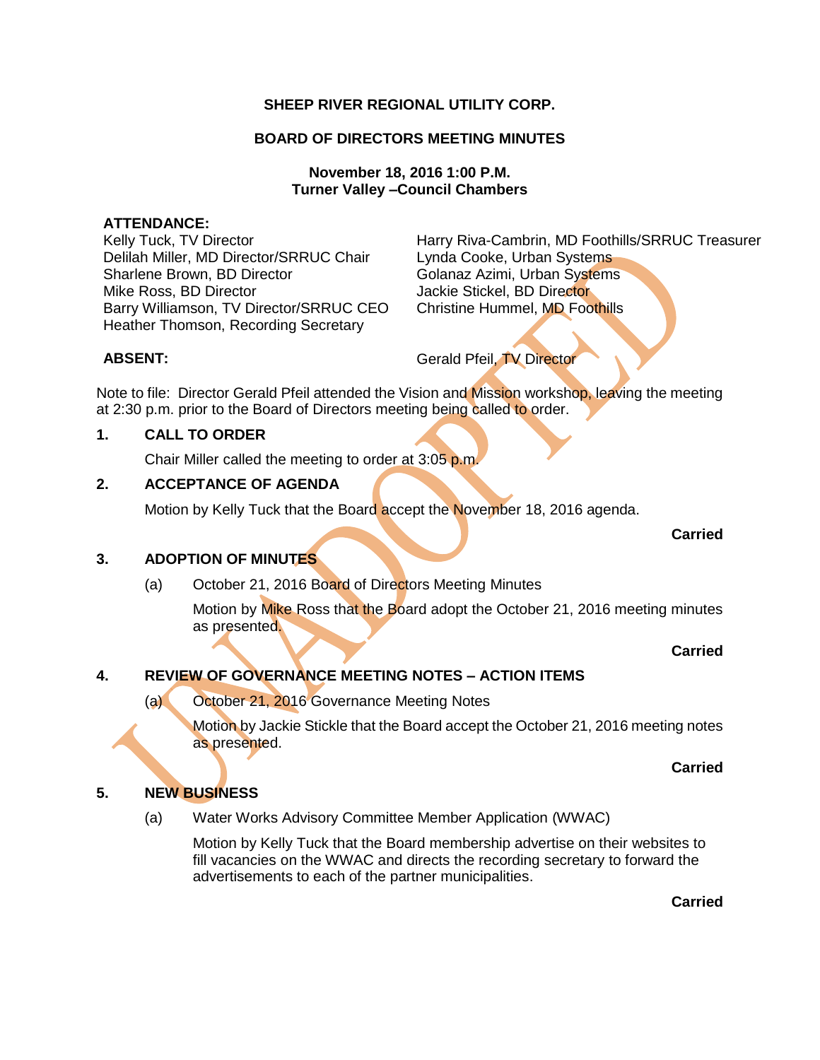**SHEEP RIVER REGIONAL UTILITY CORP.**

**BOARD OF DIRECTORS MEETING MINUTES**

**November 18, 2016 1:00 P.M.**
**Turner Valley –Council Chambers**

**ATTENDANCE:**

Kelly Tuck, TV Director
Delilah Miller, MD Director/SRRUC Chair
Sharlene Brown, BD Director
Mike Ross, BD Director
Barry Williamson, TV Director/SRRUC CEO
Heather Thomson, Recording Secretary
Harry Riva-Cambrin, MD Foothills/SRRUC Treasurer
Lynda Cooke, Urban Systems
Golanaz Azimi, Urban Systems
Jackie Stickel, BD Director
Christine Hummel, MD Foothills

**ABSENT:** Gerald Pfeil, TV Director

Note to file: Director Gerald Pfeil attended the Vision and Mission workshop, leaving the meeting at 2:30 p.m. prior to the Board of Directors meeting being called to order.

**1. CALL TO ORDER**

Chair Miller called the meeting to order at 3:05 p.m.

**2. ACCEPTANCE OF AGENDA**

Motion by Kelly Tuck that the Board accept the November 18, 2016 agenda.

**Carried**

**3. ADOPTION OF MINUTES**

(a) October 21, 2016 Board of Directors Meeting Minutes

Motion by Mike Ross that the Board adopt the October 21, 2016 meeting minutes as presented.

**Carried**

**4. REVIEW OF GOVERNANCE MEETING NOTES – ACTION ITEMS**

(a) October 21, 2016 Governance Meeting Notes

Motion by Jackie Stickle that the Board accept the October 21, 2016 meeting notes as presented.

**Carried**

**5. NEW BUSINESS**

(a) Water Works Advisory Committee Member Application (WWAC)

Motion by Kelly Tuck that the Board membership advertise on their websites to fill vacancies on the WWAC and directs the recording secretary to forward the advertisements to each of the partner municipalities.

**Carried**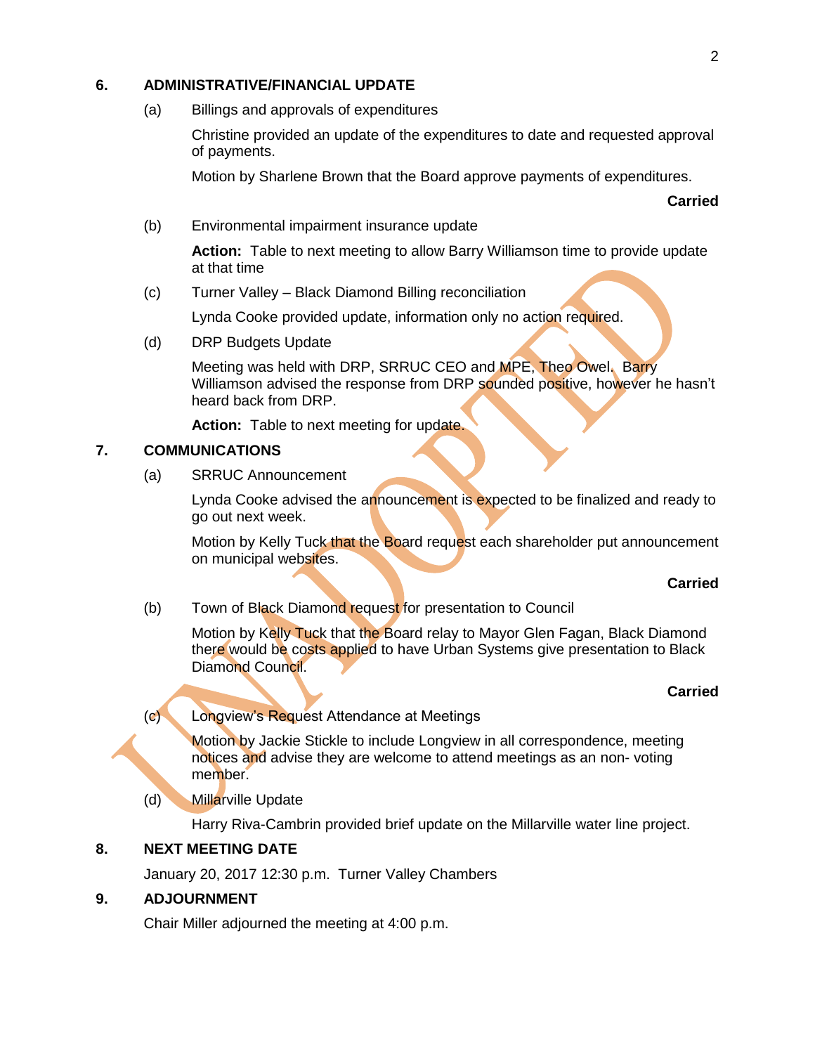## 6. ADMINISTRATIVE/FINANCIAL UPDATE

(a) Billings and approvals of expenditures

Christine provided an update of the expenditures to date and requested approval of payments.

Motion by Sharlene Brown that the Board approve payments of expenditures.

**Carried**

(b) Environmental impairment insurance update

**Action:** Table to next meeting to allow Barry Williamson time to provide update at that time

(c) Turner Valley – Black Diamond Billing reconciliation

Lynda Cooke provided update, information only no action required.

(d) DRP Budgets Update

Meeting was held with DRP, SRRUC CEO and MPE, Theo Owel. Barry Williamson advised the response from DRP sounded positive, however he hasn't heard back from DRP.

**Action:** Table to next meeting for update.

## 7. COMMUNICATIONS

(a) SRRUC Announcement

Lynda Cooke advised the announcement is expected to be finalized and ready to go out next week.

Motion by Kelly Tuck that the Board request each shareholder put announcement on municipal websites.

**Carried**

(b) Town of Black Diamond request for presentation to Council

Motion by Kelly Tuck that the Board relay to Mayor Glen Fagan, Black Diamond there would be costs applied to have Urban Systems give presentation to Black Diamond Council.

**Carried**

(c) Longview's Request Attendance at Meetings

Motion by Jackie Stickle to include Longview in all correspondence, meeting notices and advise they are welcome to attend meetings as an non- voting member.

(d) Millarville Update

Harry Riva-Cambrin provided brief update on the Millarville water line project.

## 8. NEXT MEETING DATE

January 20, 2017 12:30 p.m. Turner Valley Chambers

## 9. ADJOURNMENT

Chair Miller adjourned the meeting at 4:00 p.m.

UNADOPTED